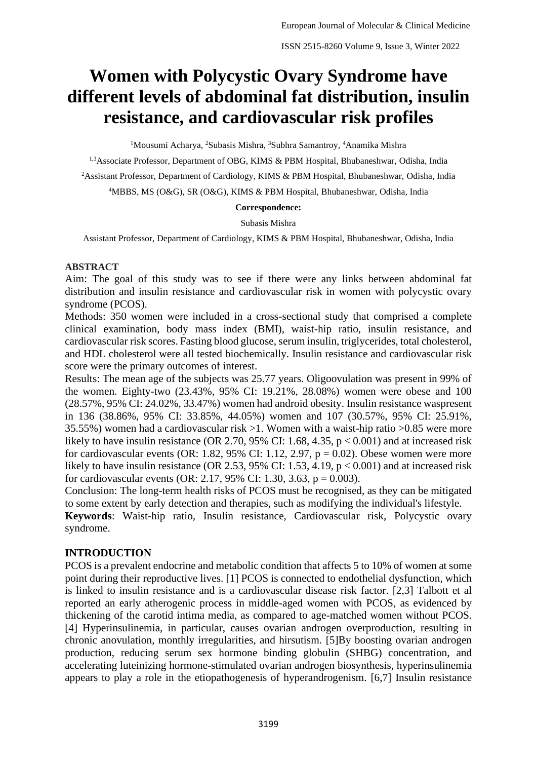# Women with Polycystic Ovary Syndrome have different levels of abdominal fat distribution, insulin resistance, and cardiovascular risk profiles

[1]Mousumi Acharya, [2]Subasis Mishra, [3]Subhra Samantroy, [4]Anamika Mishra

[1,3]Associate Professor, Department of OBG, KIMS & PBM Hospital, Bhubaneshwar, Odisha, India

[2]Assistant Professor, Department of Cardiology, KIMS & PBM Hospital, Bhubaneshwar, Odisha, India

[4]MBBS, MS (O&G), SR (O&G), KIMS & PBM Hospital, Bhubaneshwar, Odisha, India

**Correspondence:**

Subasis Mishra

Assistant Professor, Department of Cardiology, KIMS & PBM Hospital, Bhubaneshwar, Odisha, India

## ABSTRACT

Aim: The goal of this study was to see if there were any links between abdominal fat distribution and insulin resistance and cardiovascular risk in women with polycystic ovary syndrome (PCOS).

Methods: 350 women were included in a cross-sectional study that comprised a complete clinical examination, body mass index (BMI), waist-hip ratio, insulin resistance, and cardiovascular risk scores. Fasting blood glucose, serum insulin, triglycerides, total cholesterol, and HDL cholesterol were all tested biochemically. Insulin resistance and cardiovascular risk score were the primary outcomes of interest.

Results: The mean age of the subjects was 25.77 years. Oligoovulation was present in 99% of the women. Eighty-two (23.43%, 95% CI: 19.21%, 28.08%) women were obese and 100 (28.57%, 95% CI: 24.02%, 33.47%) women had android obesity. Insulin resistance waspresent in 136 (38.86%, 95% CI: 33.85%, 44.05%) women and 107 (30.57%, 95% CI: 25.91%, 35.55%) women had a cardiovascular risk >1. Women with a waist-hip ratio >0.85 were more likely to have insulin resistance (OR 2.70, 95% CI: 1.68, 4.35, $p < 0.001$) and at increased risk for cardiovascular events (OR: 1.82, 95% CI: 1.12, 2.97, $p = 0.02$). Obese women were more likely to have insulin resistance (OR 2.53, 95% CI: 1.53, 4.19, $p < 0.001$) and at increased risk for cardiovascular events (OR: 2.17, 95% CI: 1.30, 3.63, $p = 0.003$).

Conclusion: The long-term health risks of PCOS must be recognised, as they can be mitigated to some extent by early detection and therapies, such as modifying the individual's lifestyle.

**Keywords**: Waist-hip ratio, Insulin resistance, Cardiovascular risk, Polycystic ovary syndrome.

## INTRODUCTION

PCOS is a prevalent endocrine and metabolic condition that affects 5 to 10% of women at some point during their reproductive lives. [1] PCOS is connected to endothelial dysfunction, which is linked to insulin resistance and is a cardiovascular disease risk factor. [2,3] Talbott et al reported an early atherogenic process in middle-aged women with PCOS, as evidenced by thickening of the carotid intima media, as compared to age-matched women without PCOS. [4] Hyperinsulinemia, in particular, causes ovarian androgen overproduction, resulting in chronic anovulation, monthly irregularities, and hirsutism. [5]By boosting ovarian androgen production, reducing serum sex hormone binding globulin (SHBG) concentration, and accelerating luteinizing hormone-stimulated ovarian androgen biosynthesis, hyperinsulinemia appears to play a role in the etiopathogenesis of hyperandrogenism. [6,7] Insulin resistance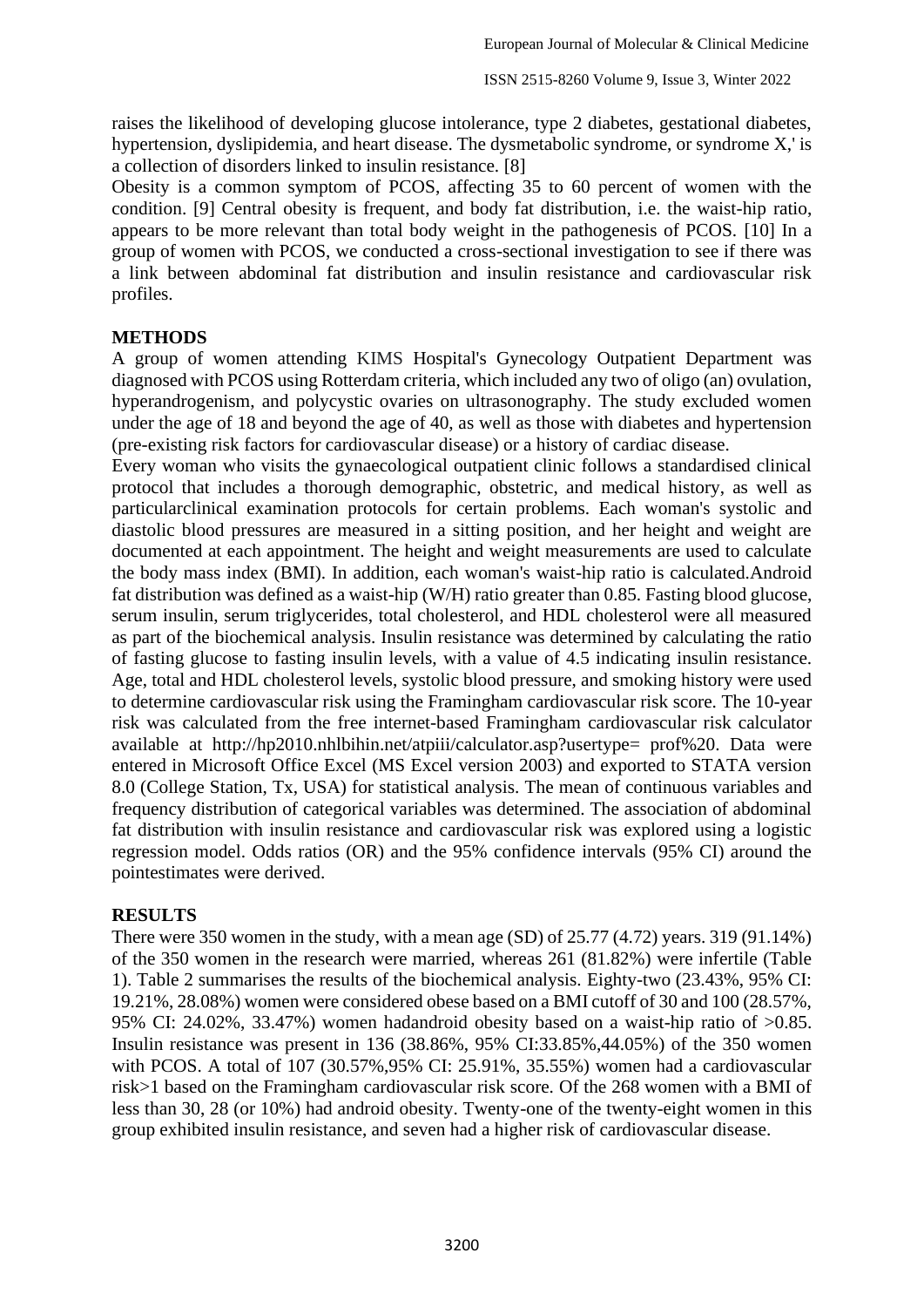raises the likelihood of developing glucose intolerance, type 2 diabetes, gestational diabetes, hypertension, dyslipidemia, and heart disease. The dysmetabolic syndrome, or syndrome X,' is a collection of disorders linked to insulin resistance. [8]

Obesity is a common symptom of PCOS, affecting 35 to 60 percent of women with the condition. [9] Central obesity is frequent, and body fat distribution, i.e. the waist-hip ratio, appears to be more relevant than total body weight in the pathogenesis of PCOS. [10] In a group of women with PCOS, we conducted a cross-sectional investigation to see if there was a link between abdominal fat distribution and insulin resistance and cardiovascular risk profiles.

## METHODS

A group of women attending KIMS Hospital's Gynecology Outpatient Department was diagnosed with PCOS using Rotterdam criteria, which included any two of oligo (an) ovulation, hyperandrogenism, and polycystic ovaries on ultrasonography. The study excluded women under the age of 18 and beyond the age of 40, as well as those with diabetes and hypertension (pre-existing risk factors for cardiovascular disease) or a history of cardiac disease.

Every woman who visits the gynaecological outpatient clinic follows a standardised clinical protocol that includes a thorough demographic, obstetric, and medical history, as well as particularclinical examination protocols for certain problems. Each woman's systolic and diastolic blood pressures are measured in a sitting position, and her height and weight are documented at each appointment. The height and weight measurements are used to calculate the body mass index (BMI). In addition, each woman's waist-hip ratio is calculated.Android fat distribution was defined as a waist-hip (W/H) ratio greater than 0.85. Fasting blood glucose, serum insulin, serum triglycerides, total cholesterol, and HDL cholesterol were all measured as part of the biochemical analysis. Insulin resistance was determined by calculating the ratio of fasting glucose to fasting insulin levels, with a value of 4.5 indicating insulin resistance. Age, total and HDL cholesterol levels, systolic blood pressure, and smoking history were used to determine cardiovascular risk using the Framingham cardiovascular risk score. The 10-year risk was calculated from the free internet-based Framingham cardiovascular risk calculator available at http://hp2010.nhlbihin.net/atpiii/calculator.asp?usertype= prof%20. Data were entered in Microsoft Office Excel (MS Excel version 2003) and exported to STATA version 8.0 (College Station, Tx, USA) for statistical analysis. The mean of continuous variables and frequency distribution of categorical variables was determined. The association of abdominal fat distribution with insulin resistance and cardiovascular risk was explored using a logistic regression model. Odds ratios (OR) and the 95% confidence intervals (95% CI) around the pointestimates were derived.

## RESULTS

There were 350 women in the study, with a mean age (SD) of 25.77 (4.72) years. 319 (91.14%) of the 350 women in the research were married, whereas 261 (81.82%) were infertile (Table 1). Table 2 summarises the results of the biochemical analysis. Eighty-two (23.43%, 95% CI: 19.21%, 28.08%) women were considered obese based on a BMI cutoff of 30 and 100 (28.57%, 95% CI: 24.02%, 33.47%) women hadandroid obesity based on a waist-hip ratio of >0.85. Insulin resistance was present in 136 (38.86%, 95% CI:33.85%,44.05%) of the 350 women with PCOS. A total of 107 (30.57%,95% CI: 25.91%, 35.55%) women had a cardiovascular risk>1 based on the Framingham cardiovascular risk score. Of the 268 women with a BMI of less than 30, 28 (or 10%) had android obesity. Twenty-one of the twenty-eight women in this group exhibited insulin resistance, and seven had a higher risk of cardiovascular disease.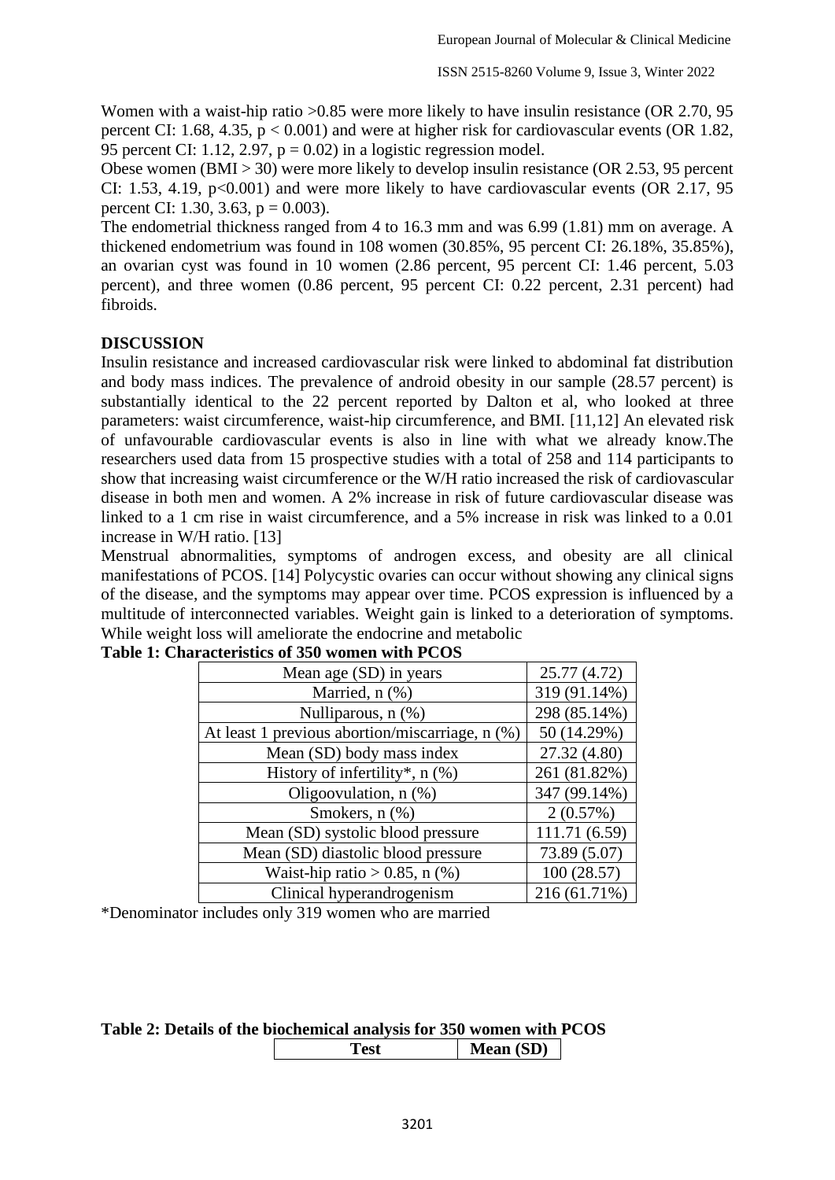Women with a waist-hip ratio >0.85 were more likely to have insulin resistance (OR 2.70, 95 percent CI: 1.68, 4.35, $p < 0.001$) and were at higher risk for cardiovascular events (OR 1.82, 95 percent CI: 1.12, 2.97, $p = 0.02$) in a logistic regression model.

Obese women (BMI > 30) were more likely to develop insulin resistance (OR 2.53, 95 percent CI: 1.53, 4.19, $p<0.001$) and were more likely to have cardiovascular events (OR 2.17, 95 percent CI: 1.30, 3.63, $p = 0.003$).

The endometrial thickness ranged from 4 to 16.3 mm and was 6.99 (1.81) mm on average. A thickened endometrium was found in 108 women (30.85%, 95 percent CI: 26.18%, 35.85%), an ovarian cyst was found in 10 women (2.86 percent, 95 percent CI: 1.46 percent, 5.03 percent), and three women (0.86 percent, 95 percent CI: 0.22 percent, 2.31 percent) had fibroids.

## DISCUSSION

Insulin resistance and increased cardiovascular risk were linked to abdominal fat distribution and body mass indices. The prevalence of android obesity in our sample (28.57 percent) is substantially identical to the 22 percent reported by Dalton et al, who looked at three parameters: waist circumference, waist-hip circumference, and BMI. [11,12] An elevated risk of unfavourable cardiovascular events is also in line with what we already know.The researchers used data from 15 prospective studies with a total of 258 and 114 participants to show that increasing waist circumference or the W/H ratio increased the risk of cardiovascular disease in both men and women. A 2% increase in risk of future cardiovascular disease was linked to a 1 cm rise in waist circumference, and a 5% increase in risk was linked to a 0.01 increase in W/H ratio. [13]

Menstrual abnormalities, symptoms of androgen excess, and obesity are all clinical manifestations of PCOS. [14] Polycystic ovaries can occur without showing any clinical signs of the disease, and the symptoms may appear over time. PCOS expression is influenced by a multitude of interconnected variables. Weight gain is linked to a deterioration of symptoms. While weight loss will ameliorate the endocrine and metabolic

**Table 1: Characteristics of 350 women with PCOS**

| Characteristic | Value |
|---|---|
| Mean age (SD) in years | 25.77 (4.72) |
| Married, n (%) | 319 (91.14%) |
| Nulliparous, n (%) | 298 (85.14%) |
| At least 1 previous abortion/miscarriage, n (%) | 50 (14.29%) |
| Mean (SD) body mass index | 27.32 (4.80) |
| History of infertility*, n (%) | 261 (81.82%) |
| Oligoovulation, n (%) | 347 (99.14%) |
| Smokers, n (%) | 2 (0.57%) |
| Mean (SD) systolic blood pressure | 111.71 (6.59) |
| Mean (SD) diastolic blood pressure | 73.89 (5.07) |
| Waist-hip ratio > 0.85, n (%) | 100 (28.57) |
| Clinical hyperandrogenism | 216 (61.71%) |

*Denominator includes only 319 women who are married

**Table 2: Details of the biochemical analysis for 350 women with PCOS**

| Test | Mean (SD) |
|---|---|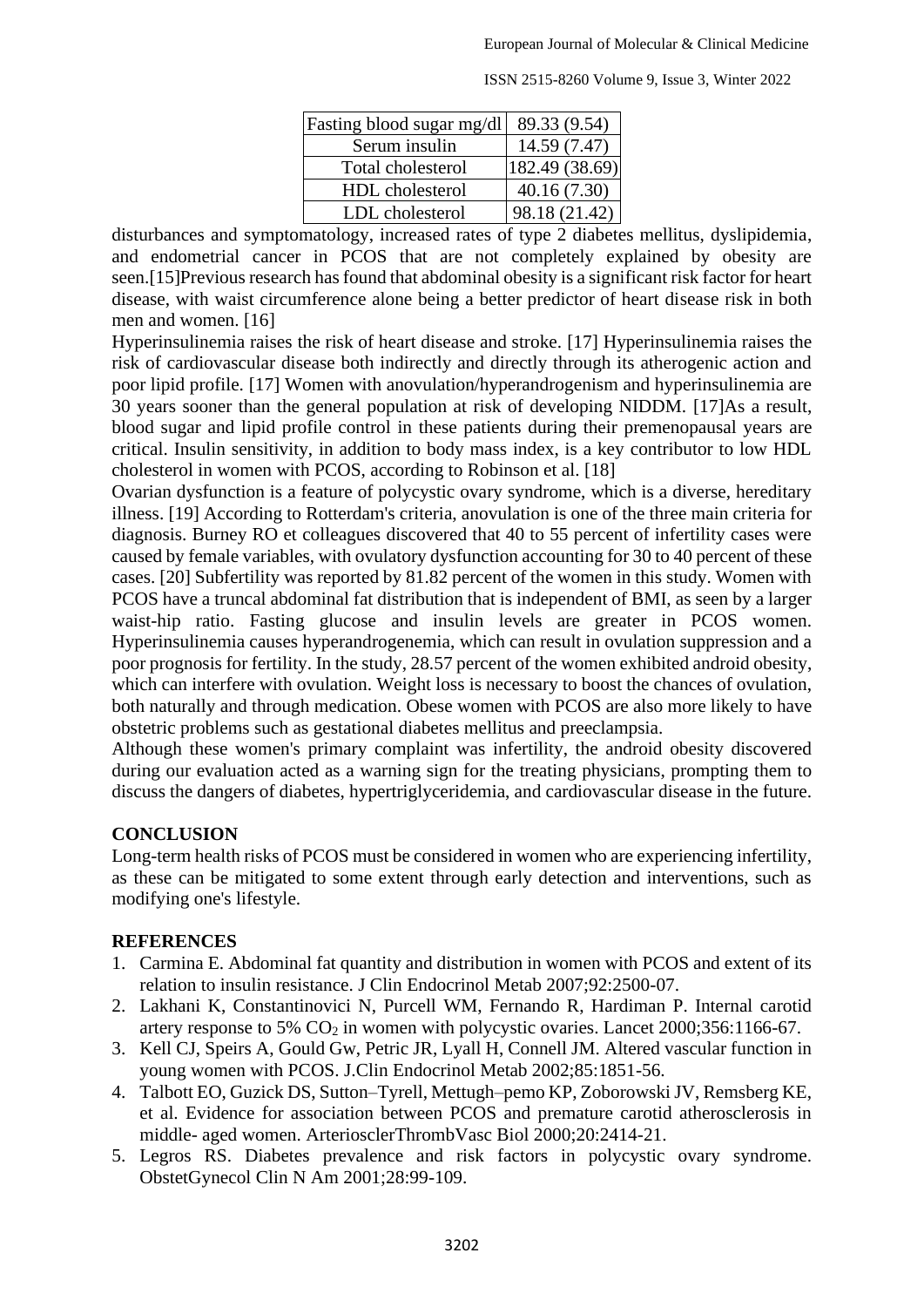| Fasting blood sugar mg/dl | 89.33 (9.54) |
|---|---|
| Serum insulin | 14.59 (7.47) |
| Total cholesterol | 182.49 (38.69) |
| HDL cholesterol | 40.16 (7.30) |
| LDL cholesterol | 98.18 (21.42) |

disturbances and symptomatology, increased rates of type 2 diabetes mellitus, dyslipidemia, and endometrial cancer in PCOS that are not completely explained by obesity are seen.[15]Previous research has found that abdominal obesity is a significant risk factor for heart disease, with waist circumference alone being a better predictor of heart disease risk in both men and women. [16]

Hyperinsulinemia raises the risk of heart disease and stroke. [17] Hyperinsulinemia raises the risk of cardiovascular disease both indirectly and directly through its atherogenic action and poor lipid profile. [17] Women with anovulation/hyperandrogenism and hyperinsulinemia are 30 years sooner than the general population at risk of developing NIDDM. [17]As a result, blood sugar and lipid profile control in these patients during their premenopausal years are critical. Insulin sensitivity, in addition to body mass index, is a key contributor to low HDL cholesterol in women with PCOS, according to Robinson et al. [18]

Ovarian dysfunction is a feature of polycystic ovary syndrome, which is a diverse, hereditary illness. [19] According to Rotterdam's criteria, anovulation is one of the three main criteria for diagnosis. Burney RO et colleagues discovered that 40 to 55 percent of infertility cases were caused by female variables, with ovulatory dysfunction accounting for 30 to 40 percent of these cases. [20] Subfertility was reported by 81.82 percent of the women in this study. Women with PCOS have a truncal abdominal fat distribution that is independent of BMI, as seen by a larger waist-hip ratio. Fasting glucose and insulin levels are greater in PCOS women. Hyperinsulinemia causes hyperandrogenemia, which can result in ovulation suppression and a poor prognosis for fertility. In the study, 28.57 percent of the women exhibited android obesity, which can interfere with ovulation. Weight loss is necessary to boost the chances of ovulation, both naturally and through medication. Obese women with PCOS are also more likely to have obstetric problems such as gestational diabetes mellitus and preeclampsia.

Although these women's primary complaint was infertility, the android obesity discovered during our evaluation acted as a warning sign for the treating physicians, prompting them to discuss the dangers of diabetes, hypertriglyceridemia, and cardiovascular disease in the future.

## CONCLUSION

Long-term health risks of PCOS must be considered in women who are experiencing infertility, as these can be mitigated to some extent through early detection and interventions, such as modifying one's lifestyle.

## REFERENCES

1. Carmina E. Abdominal fat quantity and distribution in women with PCOS and extent of its relation to insulin resistance. J Clin Endocrinol Metab 2007;92:2500-07.
2. Lakhani K, Constantinovici N, Purcell WM, Fernando R, Hardiman P. Internal carotid artery response to 5% $CO_2$ in women with polycystic ovaries. Lancet 2000;356:1166-67.
3. Kell CJ, Speirs A, Gould Gw, Petric JR, Lyall H, Connell JM. Altered vascular function in young women with PCOS. J.Clin Endocrinol Metab 2002;85:1851-56.
4. Talbott EO, Guzick DS, Sutton–Tyrell, Mettugh–pemo KP, Zoborowski JV, Remsberg KE, et al. Evidence for association between PCOS and premature carotid atherosclerosis in middle- aged women. ArteriosclerThrombVasc Biol 2000;20:2414-21.
5. Legros RS. Diabetes prevalence and risk factors in polycystic ovary syndrome. ObstetGynecol Clin N Am 2001;28:99-109.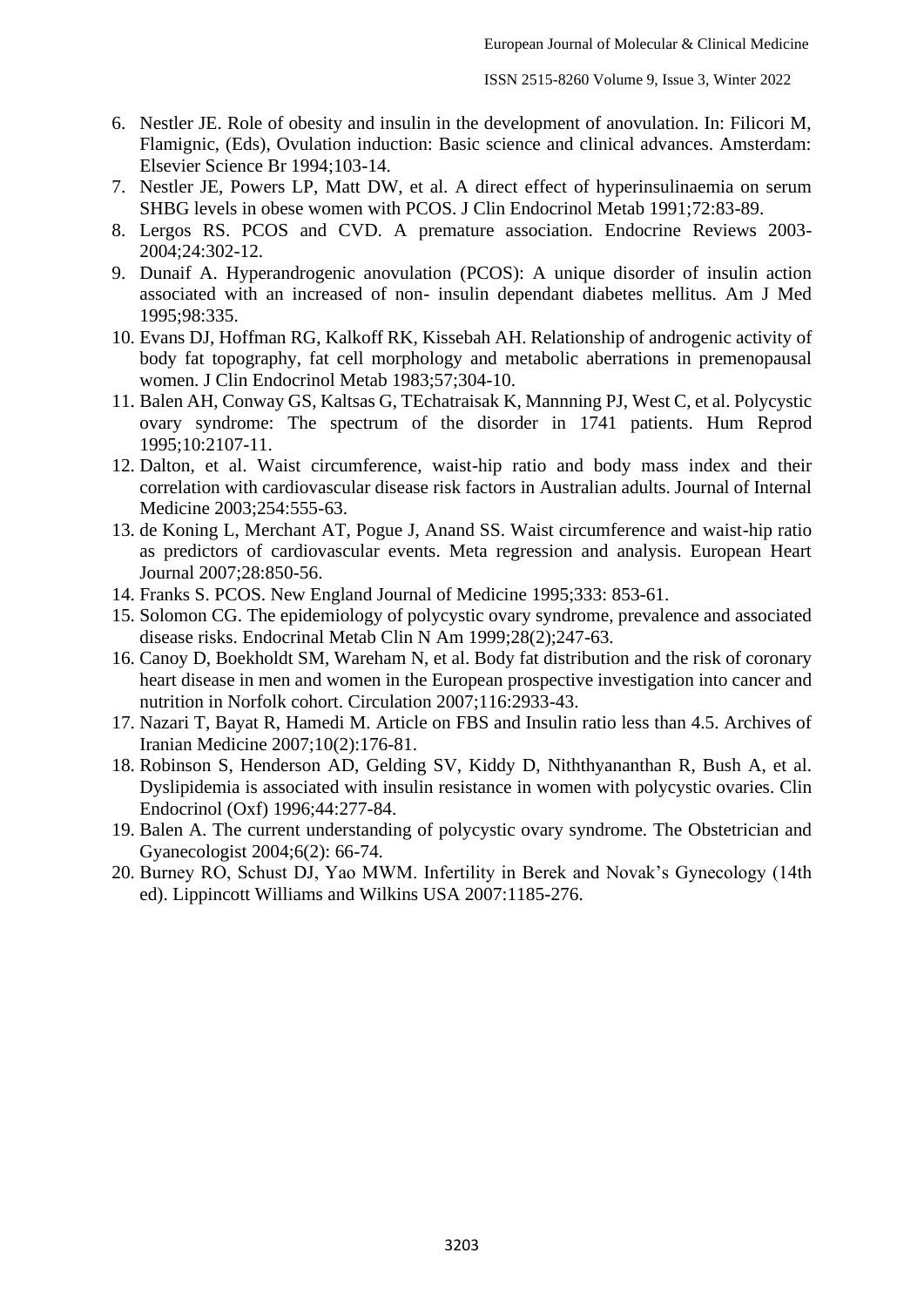6. Nestler JE. Role of obesity and insulin in the development of anovulation. In: Filicori M, Flamignic, (Eds), Ovulation induction: Basic science and clinical advances. Amsterdam: Elsevier Science Br 1994;103-14.
7. Nestler JE, Powers LP, Matt DW, et al. A direct effect of hyperinsulinaemia on serum SHBG levels in obese women with PCOS. J Clin Endocrinol Metab 1991;72:83-89.
8. Lergos RS. PCOS and CVD. A premature association. Endocrine Reviews 2003-2004;24:302-12.
9. Dunaif A. Hyperandrogenic anovulation (PCOS): A unique disorder of insulin action associated with an increased of non- insulin dependant diabetes mellitus. Am J Med 1995;98:335.
10. Evans DJ, Hoffman RG, Kalkoff RK, Kissebah AH. Relationship of androgenic activity of body fat topography, fat cell morphology and metabolic aberrations in premenopausal women. J Clin Endocrinol Metab 1983;57;304-10.
11. Balen AH, Conway GS, Kaltsas G, TEchatraisak K, Mannning PJ, West C, et al. Polycystic ovary syndrome: The spectrum of the disorder in 1741 patients. Hum Reprod 1995;10:2107-11.
12. Dalton, et al. Waist circumference, waist-hip ratio and body mass index and their correlation with cardiovascular disease risk factors in Australian adults. Journal of Internal Medicine 2003;254:555-63.
13. de Koning L, Merchant AT, Pogue J, Anand SS. Waist circumference and waist-hip ratio as predictors of cardiovascular events. Meta regression and analysis. European Heart Journal 2007;28:850-56.
14. Franks S. PCOS. New England Journal of Medicine 1995;333: 853-61.
15. Solomon CG. The epidemiology of polycystic ovary syndrome, prevalence and associated disease risks. Endocrinal Metab Clin N Am 1999;28(2);247-63.
16. Canoy D, Boekholdt SM, Wareham N, et al. Body fat distribution and the risk of coronary heart disease in men and women in the European prospective investigation into cancer and nutrition in Norfolk cohort. Circulation 2007;116:2933-43.
17. Nazari T, Bayat R, Hamedi M. Article on FBS and Insulin ratio less than 4.5. Archives of Iranian Medicine 2007;10(2):176-81.
18. Robinson S, Henderson AD, Gelding SV, Kiddy D, Niththyananthan R, Bush A, et al. Dyslipidemia is associated with insulin resistance in women with polycystic ovaries. Clin Endocrinol (Oxf) 1996;44:277-84.
19. Balen A. The current understanding of polycystic ovary syndrome. The Obstetrician and Gyanecologist 2004;6(2): 66-74.
20. Burney RO, Schust DJ, Yao MWM. Infertility in Berek and Novak's Gynecology (14th ed). Lippincott Williams and Wilkins USA 2007:1185-276.